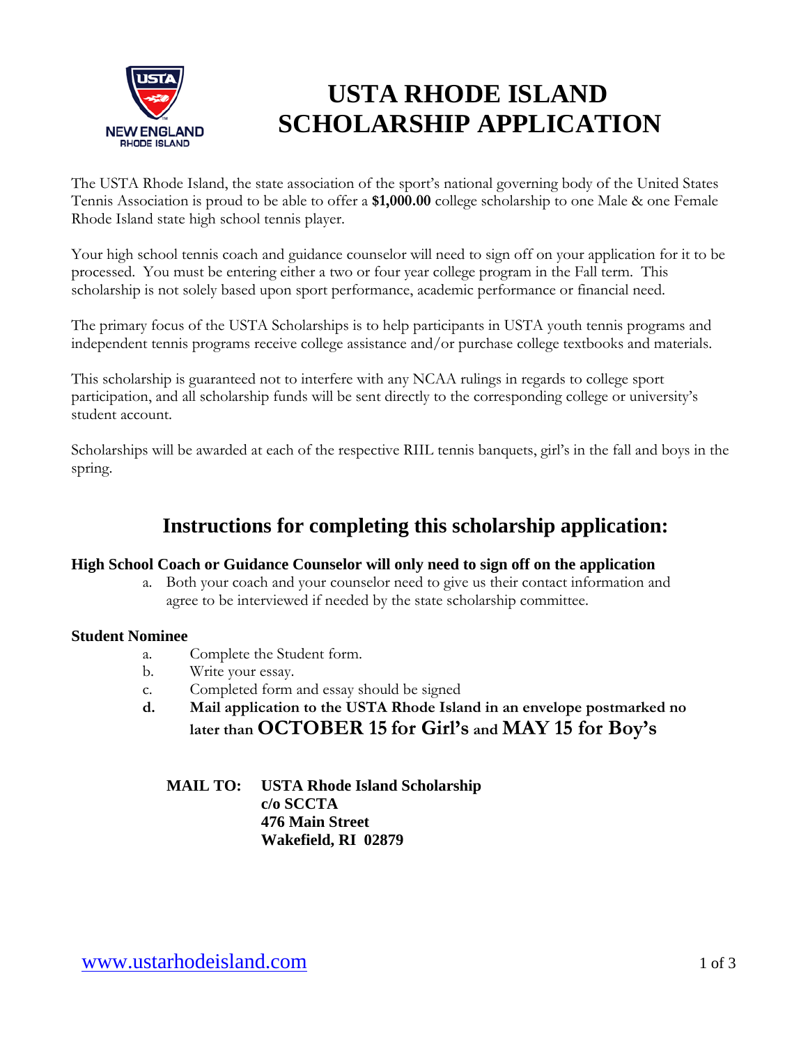# USTA RHODE ISLAND SCHOLARSHIP APPLICATION

The USTA Rhode Island, the state association of the sport's national governing body of the United States Tennis Association is proud to be able to offer a **$1,000.00** college scholarship to one Male & one Female Rhode Island state high school tennis player.

Your high school tennis coach and guidance counselor will need to sign off on your application for it to be processed. You must be entering either a two or four year college program in the Fall term. This scholarship is not solely based upon sport performance, academic performance or financial need.

The primary focus of the USTA Scholarships is to help participants in USTA youth tennis programs and independent tennis programs receive college assistance and/or purchase college textbooks and materials.

This scholarship is guaranteed not to interfere with any NCAA rulings in regards to college sport participation, and all scholarship funds will be sent directly to the corresponding college or university's student account.

Scholarships will be awarded at each of the respective RIIL tennis banquets, girl's in the fall and boys in the spring.

## Instructions for completing this scholarship application:

**High School Coach or Guidance Counselor will only need to sign off on the application**

a. Both your coach and your counselor need to give us their contact information and agree to be interviewed if needed by the state scholarship committee.

**Student Nominee**

a. Complete the Student form.
b. Write your essay.
c. Completed form and essay should be signed
d. **Mail application to the USTA Rhode Island in an envelope postmarked no later than OCTOBER 15 for Girl's and MAY 15 for Boy's**

**MAIL TO:** **USTA Rhode Island Scholarship**
**c/o SCCTA**
**476 Main Street**
**Wakefield, RI 02879**

www.ustarhodeisland.com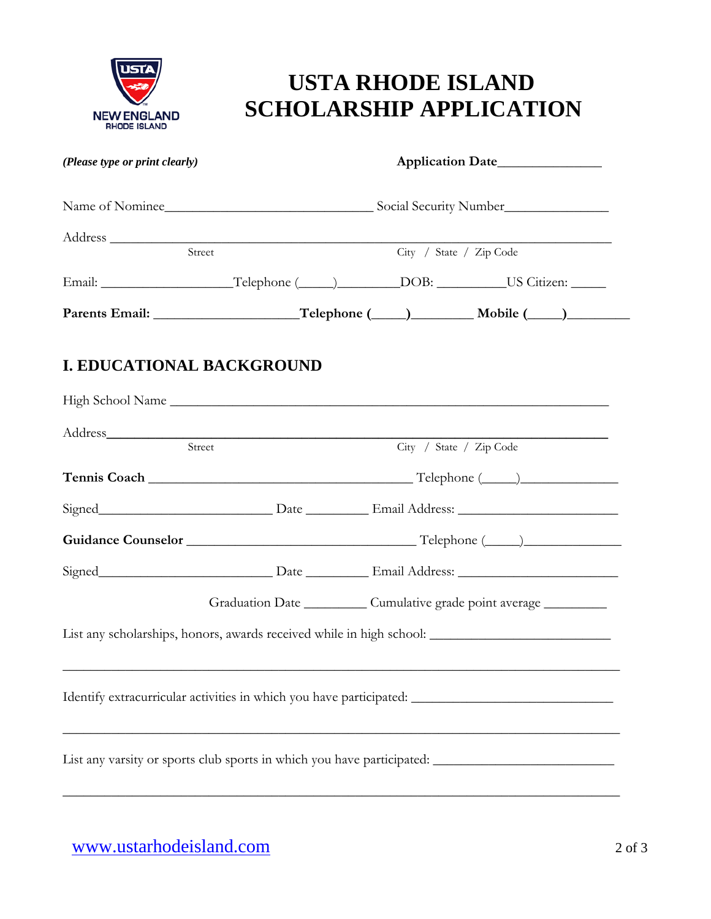# USTA RHODE ISLAND SCHOLARSHIP APPLICATION

***(Please type or print clearly)*** **Application Date**_______________

Name of Nominee______________________________ Social Security Number_______________

Address ________________________________________________________________________

Street City / State / Zip Code

Email: ___________________Telephone (_____)_________DOB: __________US Citizen: _____

**Parents Email: ____________________Telephone (_____)________ Mobile (_____)________**

## I. EDUCATIONAL BACKGROUND

High School Name ________________________________________________________________

Address__________________________________________________________________________

Street City / State / Zip Code

**Tennis Coach** _______________________________________ Telephone (_____)______________

Signed_________________________ Date _________ Email Address: _______________________

**Guidance Counselor** _________________________________ Telephone (_____)______________

Signed_________________________ Date _________ Email Address: _______________________

Graduation Date _________ Cumulative grade point average _________

List any scholarships, honors, awards received while in high school: __________________________

___________________________________________________________________________________

Identify extracurricular activities in which you have participated: _____________________________

___________________________________________________________________________________

List any varsity or sports club sports in which you have participated: __________________________

___________________________________________________________________________________

[www.ustarhodeisland.com](http://www.ustarhodeisland.com)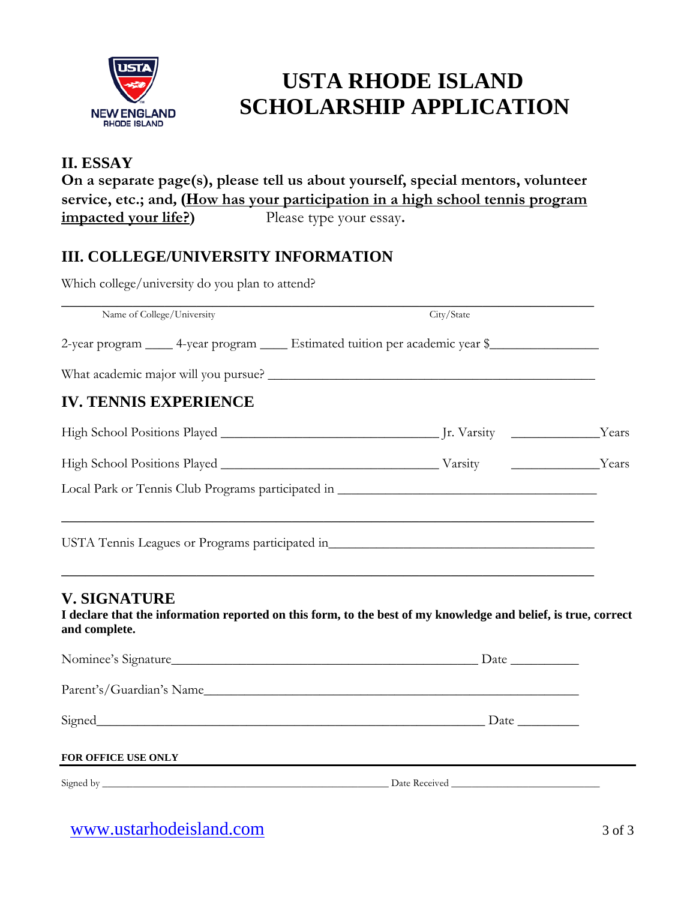# USTA RHODE ISLAND SCHOLARSHIP APPLICATION

## II. ESSAY

**On a separate page(s), please tell us about yourself, special mentors, volunteer service, etc.; and, (<u>How has your participation in a high school tennis program impacted your life?</u>)** Please type your essay**.**

## III. COLLEGE/UNIVERSITY INFORMATION

Which college/university do you plan to attend?

_______________________________________________________________________________

Name of College/University City/State

2-year program ____ 4-year program ____ Estimated tuition per academic year $________________

What academic major will you pursue? _________________________________________________

## IV. TENNIS EXPERIENCE

High School Positions Played _________________________________ Jr. Varsity _____________Years

High School Positions Played _________________________________ Varsity _____________Years

Local Park or Tennis Club Programs participated in ______________________________________

_______________________________________________________________________________

USTA Tennis Leagues or Programs participated in_________________________________________

_______________________________________________________________________________

## V. SIGNATURE

**I declare that the information reported on this form, to the best of my knowledge and belief, is true, correct and complete.**

Nominee's Signature_______________________________________________ Date __________

Parent's/Guardian's Name_________________________________________________________

Signed________________________________________________________ Date _________

**FOR OFFICE USE ONLY**

Signed by _____________________________________________ Date Received ___________________________

www.ustarhodeisland.com